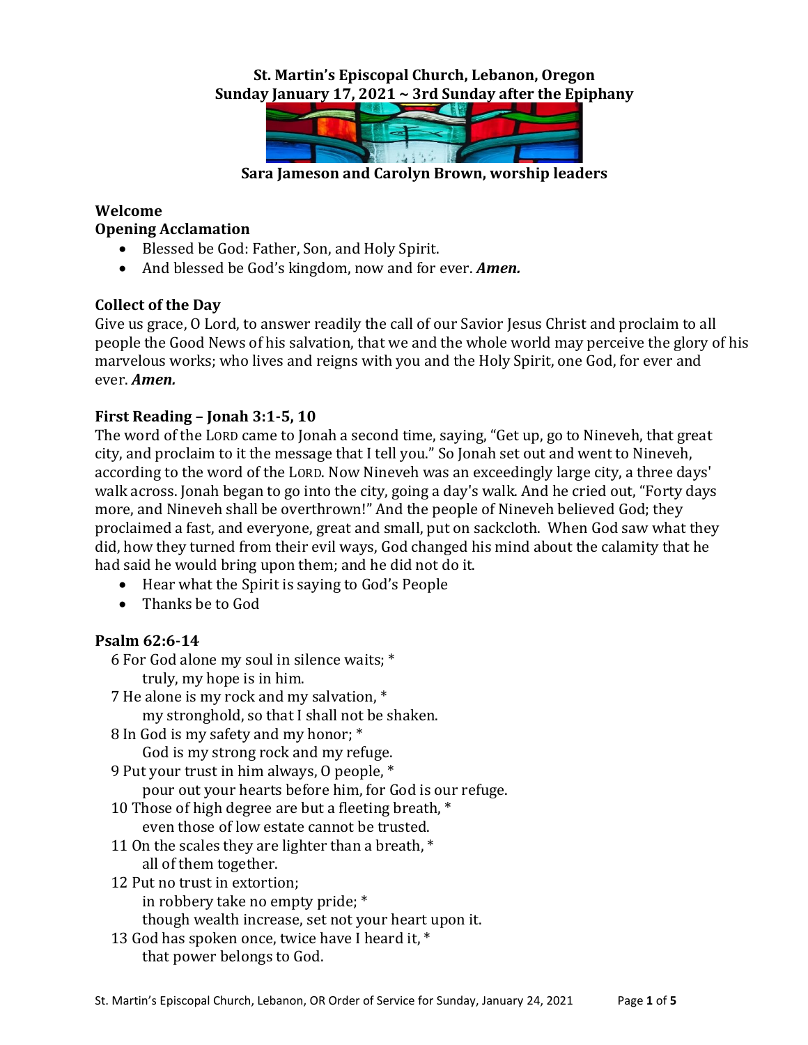**St. Martin's Episcopal Church, Lebanon, Oregon**
**Sunday January 17, 2021 ~ 3rd Sunday after the Epiphany**

**Sara Jameson and Carolyn Brown, worship leaders**

**Welcome**

**Opening Acclamation**

- Blessed be God: Father, Son, and Holy Spirit.
- And blessed be God's kingdom, now and for ever. ***Amen.***

**Collect of the Day**

Give us grace, O Lord, to answer readily the call of our Savior Jesus Christ and proclaim to all people the Good News of his salvation, that we and the whole world may perceive the glory of his marvelous works; who lives and reigns with you and the Holy Spirit, one God, for ever and ever. ***Amen.***

**First Reading – Jonah 3:1-5, 10**

The word of the LORD came to Jonah a second time, saying, "Get up, go to Nineveh, that great city, and proclaim to it the message that I tell you." So Jonah set out and went to Nineveh, according to the word of the LORD. Now Nineveh was an exceedingly large city, a three days' walk across. Jonah began to go into the city, going a day's walk. And he cried out, "Forty days more, and Nineveh shall be overthrown!" And the people of Nineveh believed God; they proclaimed a fast, and everyone, great and small, put on sackcloth. When God saw what they did, how they turned from their evil ways, God changed his mind about the calamity that he had said he would bring upon them; and he did not do it.

- Hear what the Spirit is saying to God's People
- Thanks be to God

**Psalm 62:6-14**

6 For God alone my soul in silence waits; *
&nbsp;&nbsp;&nbsp;&nbsp;truly, my hope is in him.
7 He alone is my rock and my salvation, *
&nbsp;&nbsp;&nbsp;&nbsp;my stronghold, so that I shall not be shaken.
8 In God is my safety and my honor; *
&nbsp;&nbsp;&nbsp;&nbsp;God is my strong rock and my refuge.
9 Put your trust in him always, O people, *
&nbsp;&nbsp;&nbsp;&nbsp;pour out your hearts before him, for God is our refuge.
10 Those of high degree are but a fleeting breath, *
&nbsp;&nbsp;&nbsp;&nbsp;even those of low estate cannot be trusted.
11 On the scales they are lighter than a breath, *
&nbsp;&nbsp;&nbsp;&nbsp;all of them together.
12 Put no trust in extortion;
&nbsp;&nbsp;&nbsp;&nbsp;in robbery take no empty pride; *
&nbsp;&nbsp;&nbsp;&nbsp;though wealth increase, set not your heart upon it.
13 God has spoken once, twice have I heard it, *
&nbsp;&nbsp;&nbsp;&nbsp;that power belongs to God.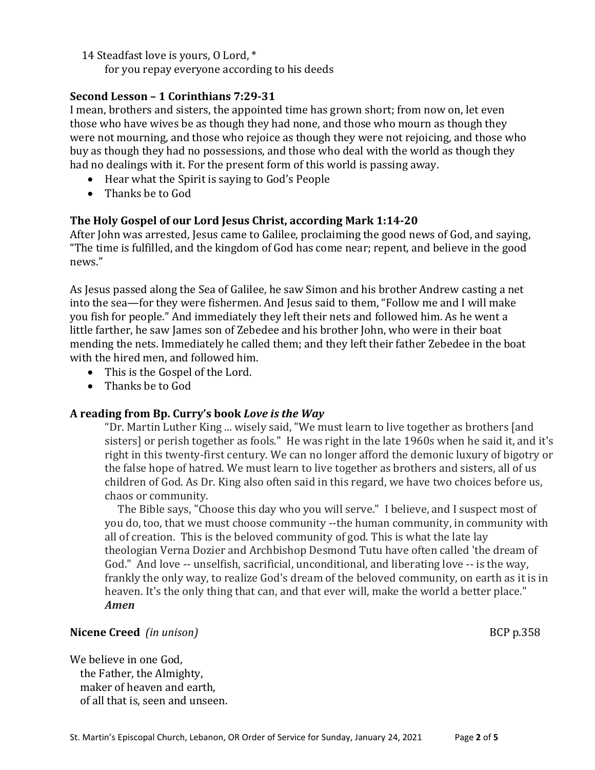14 Steadfast love is yours, O Lord, *
    for you repay everyone according to his deeds

**Second Lesson – 1 Corinthians 7:29-31**

I mean, brothers and sisters, the appointed time has grown short; from now on, let even those who have wives be as though they had none, and those who mourn as though they were not mourning, and those who rejoice as though they were not rejoicing, and those who buy as though they had no possessions, and those who deal with the world as though they had no dealings with it. For the present form of this world is passing away.

- Hear what the Spirit is saying to God's People
- Thanks be to God

**The Holy Gospel of our Lord Jesus Christ, according Mark 1:14-20**

After John was arrested, Jesus came to Galilee, proclaiming the good news of God, and saying, "The time is fulfilled, and the kingdom of God has come near; repent, and believe in the good news."

As Jesus passed along the Sea of Galilee, he saw Simon and his brother Andrew casting a net into the sea—for they were fishermen. And Jesus said to them, "Follow me and I will make you fish for people." And immediately they left their nets and followed him. As he went a little farther, he saw James son of Zebedee and his brother John, who were in their boat mending the nets. Immediately he called them; and they left their father Zebedee in the boat with the hired men, and followed him.

- This is the Gospel of the Lord.
- Thanks be to God

**A reading from Bp. Curry's book *Love is the Way***

> "Dr. Martin Luther King ... wisely said, "We must learn to live together as brothers [and sisters] or perish together as fools." He was right in the late 1960s when he said it, and it's right in this twenty-first century. We can no longer afford the demonic luxury of bigotry or the false hope of hatred. We must learn to live together as brothers and sisters, all of us children of God. As Dr. King also often said in this regard, we have two choices before us, chaos or community.
>
> The Bible says, "Choose this day who you will serve." I believe, and I suspect most of you do, too, that we must choose community --the human community, in community with all of creation. This is the beloved community of god. This is what the late lay theologian Verna Dozier and Archbishop Desmond Tutu have often called 'the dream of God." And love -- unselfish, sacrificial, unconditional, and liberating love -- is the way, frankly the only way, to realize God's dream of the beloved community, on earth as it is in heaven. It's the only thing that can, and that ever will, make the world a better place."
> ***Amen***

**Nicene Creed** *(in unison)* BCP p.358

We believe in one God,
  the Father, the Almighty,
  maker of heaven and earth,
  of all that is, seen and unseen.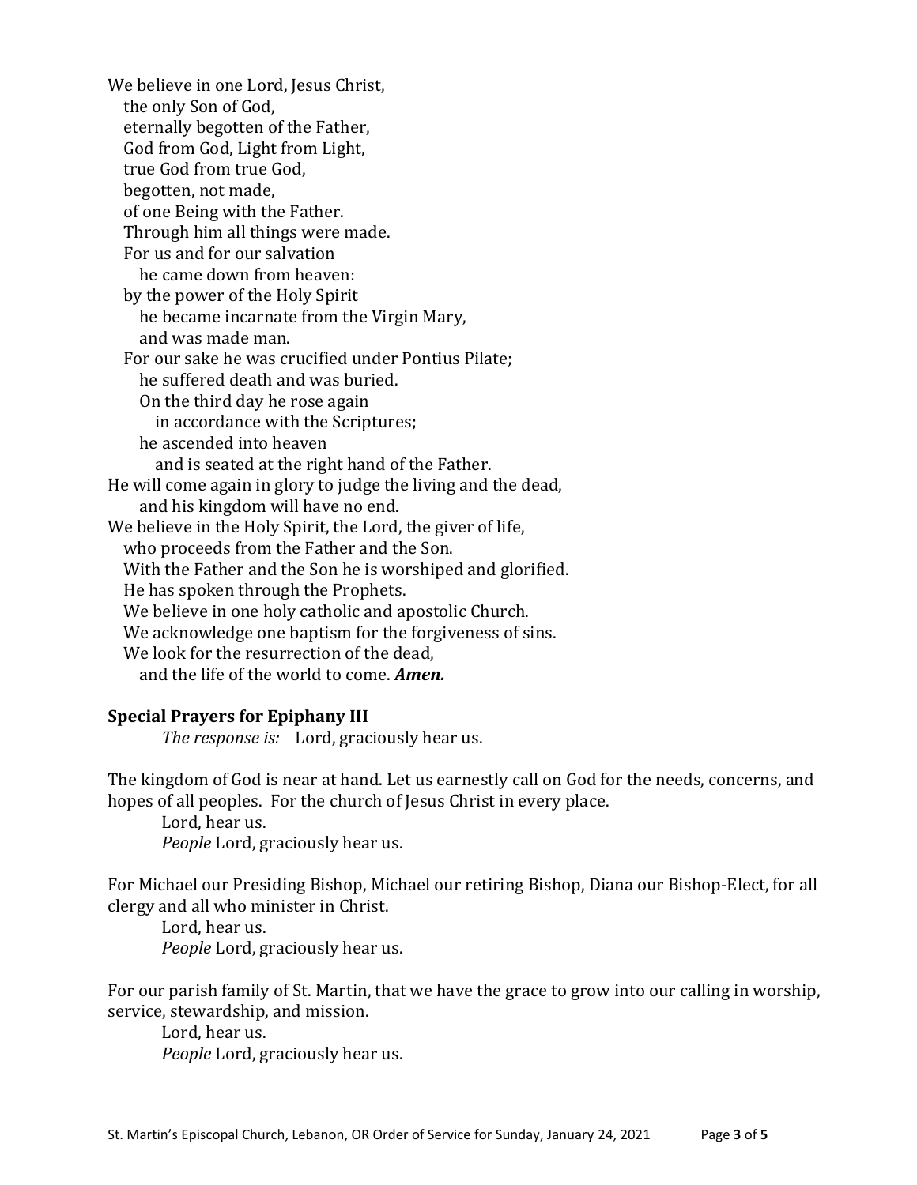We believe in one Lord, Jesus Christ,
the only Son of God,
eternally begotten of the Father,
God from God, Light from Light,
true God from true God,
begotten, not made,
of one Being with the Father.
Through him all things were made.
For us and for our salvation
he came down from heaven:
by the power of the Holy Spirit
he became incarnate from the Virgin Mary,
and was made man.
For our sake he was crucified under Pontius Pilate;
he suffered death and was buried.
On the third day he rose again
in accordance with the Scriptures;
he ascended into heaven
and is seated at the right hand of the Father.
He will come again in glory to judge the living and the dead,
and his kingdom will have no end.
We believe in the Holy Spirit, the Lord, the giver of life,
who proceeds from the Father and the Son.
With the Father and the Son he is worshiped and glorified.
He has spoken through the Prophets.
We believe in one holy catholic and apostolic Church.
We acknowledge one baptism for the forgiveness of sins.
We look for the resurrection of the dead,
and the life of the world to come. ***Amen.***

**Special Prayers for Epiphany III**

*The response is:* Lord, graciously hear us.

The kingdom of God is near at hand. Let us earnestly call on God for the needs, concerns, and hopes of all peoples. For the church of Jesus Christ in every place.

Lord, hear us.
*People* Lord, graciously hear us.

For Michael our Presiding Bishop, Michael our retiring Bishop, Diana our Bishop-Elect, for all clergy and all who minister in Christ.

Lord, hear us.
*People* Lord, graciously hear us.

For our parish family of St. Martin, that we have the grace to grow into our calling in worship, service, stewardship, and mission.

Lord, hear us.
*People* Lord, graciously hear us.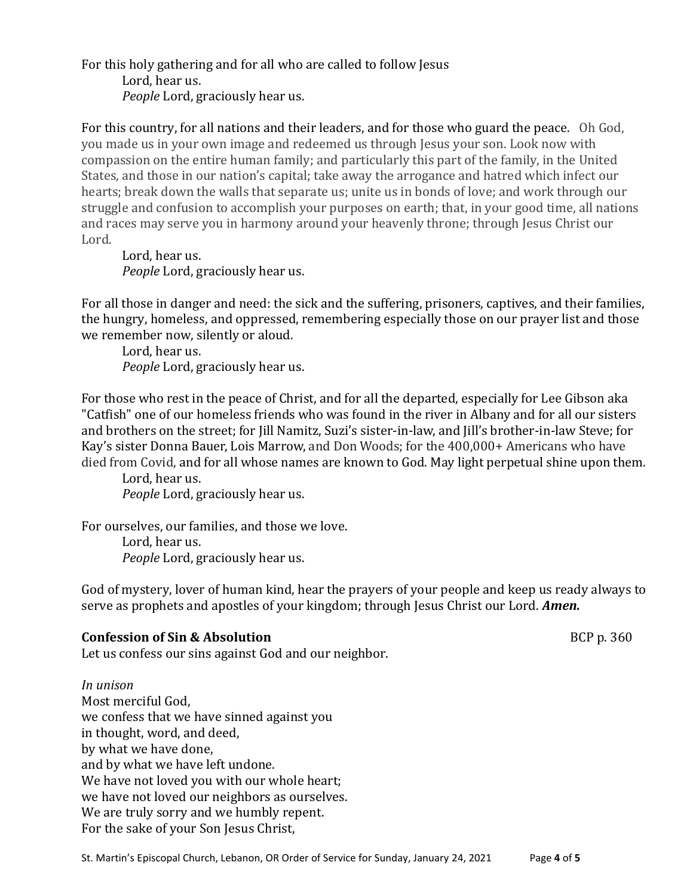For this holy gathering and for all who are called to follow Jesus

Lord, hear us.
*People* Lord, graciously hear us.

For this country, for all nations and their leaders, and for those who guard the peace. Oh God, you made us in your own image and redeemed us through Jesus your son. Look now with compassion on the entire human family; and particularly this part of the family, in the United States, and those in our nation's capital; take away the arrogance and hatred which infect our hearts; break down the walls that separate us; unite us in bonds of love; and work through our struggle and confusion to accomplish your purposes on earth; that, in your good time, all nations and races may serve you in harmony around your heavenly throne; through Jesus Christ our Lord.

Lord, hear us.
*People* Lord, graciously hear us.

For all those in danger and need: the sick and the suffering, prisoners, captives, and their families, the hungry, homeless, and oppressed, remembering especially those on our prayer list and those we remember now, silently or aloud.

Lord, hear us.
*People* Lord, graciously hear us.

For those who rest in the peace of Christ, and for all the departed, especially for Lee Gibson aka "Catfish" one of our homeless friends who was found in the river in Albany and for all our sisters and brothers on the street; for Jill Namitz, Suzi's sister-in-law, and Jill's brother-in-law Steve; for Kay's sister Donna Bauer, Lois Marrow, and Don Woods; for the 400,000+ Americans who have died from Covid, and for all whose names are known to God. May light perpetual shine upon them.

Lord, hear us.
*People* Lord, graciously hear us.

For ourselves, our families, and those we love.

Lord, hear us.
*People* Lord, graciously hear us.

God of mystery, lover of human kind, hear the prayers of your people and keep us ready always to serve as prophets and apostles of your kingdom; through Jesus Christ our Lord. ***Amen.***

**Confession of Sin & Absolution** BCP p. 360

Let us confess our sins against God and our neighbor.

*In unison*

Most merciful God,
we confess that we have sinned against you
in thought, word, and deed,
by what we have done,
and by what we have left undone.
We have not loved you with our whole heart;
we have not loved our neighbors as ourselves.
We are truly sorry and we humbly repent.
For the sake of your Son Jesus Christ,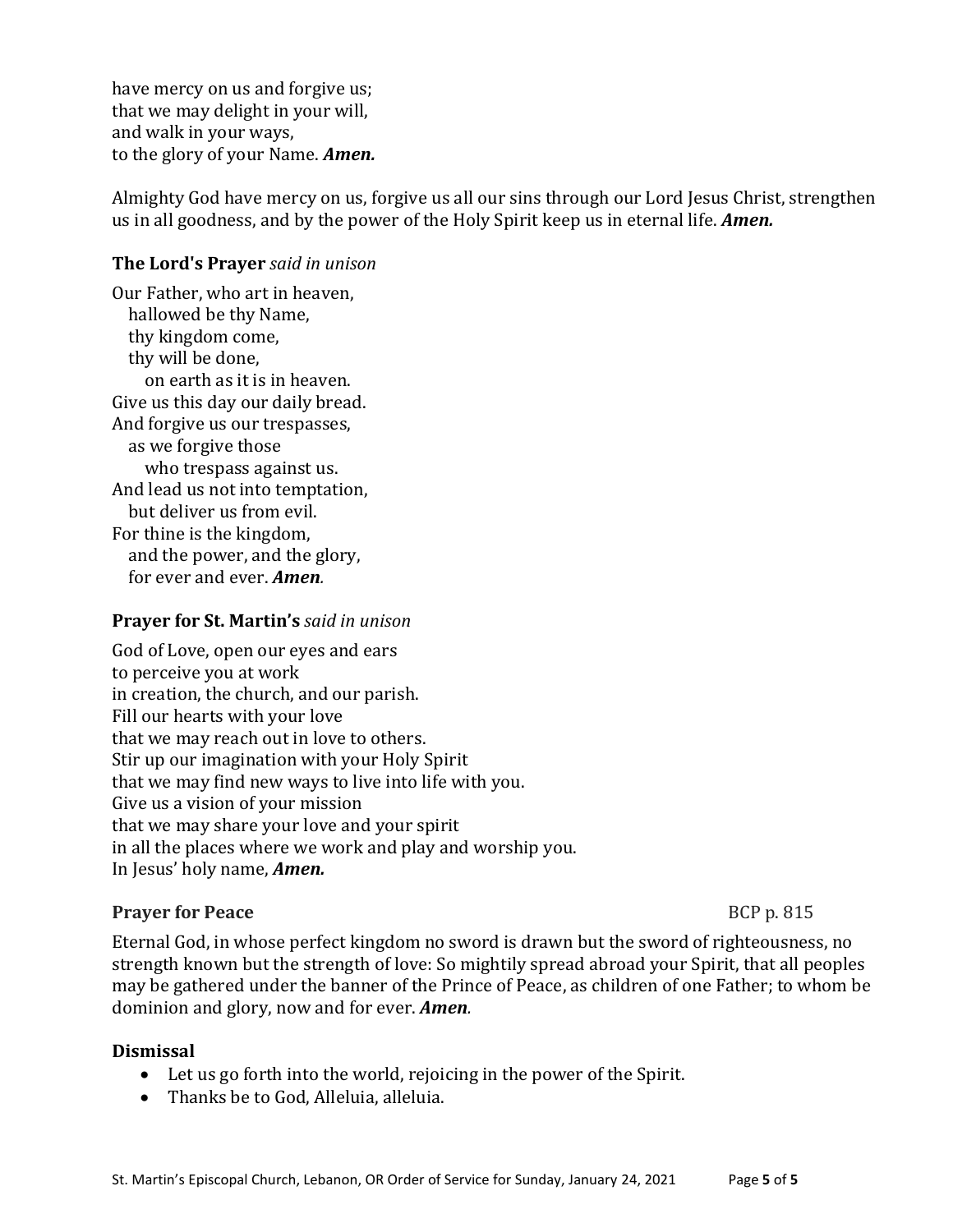have mercy on us and forgive us;
that we may delight in your will,
and walk in your ways,
to the glory of your Name. ***Amen.***

Almighty God have mercy on us, forgive us all our sins through our Lord Jesus Christ, strengthen us in all goodness, and by the power of the Holy Spirit keep us in eternal life. ***Amen.***

**The Lord's Prayer** *said in unison*

Our Father, who art in heaven,
hallowed be thy Name,
thy kingdom come,
thy will be done,
on earth as it is in heaven.
Give us this day our daily bread.
And forgive us our trespasses,
as we forgive those
who trespass against us.
And lead us not into temptation,
but deliver us from evil.
For thine is the kingdom,
and the power, and the glory,
for ever and ever. ***Amen.***

**Prayer for St. Martin's** *said in unison*

God of Love, open our eyes and ears
to perceive you at work
in creation, the church, and our parish.
Fill our hearts with your love
that we may reach out in love to others.
Stir up our imagination with your Holy Spirit
that we may find new ways to live into life with you.
Give us a vision of your mission
that we may share your love and your spirit
in all the places where we work and play and worship you.
In Jesus' holy name, ***Amen.***

**Prayer for Peace** BCP p. 815

Eternal God, in whose perfect kingdom no sword is drawn but the sword of righteousness, no strength known but the strength of love: So mightily spread abroad your Spirit, that all peoples may be gathered under the banner of the Prince of Peace, as children of one Father; to whom be dominion and glory, now and for ever. ***Amen.***

**Dismissal**

- Let us go forth into the world, rejoicing in the power of the Spirit.
- Thanks be to God, Alleluia, alleluia.